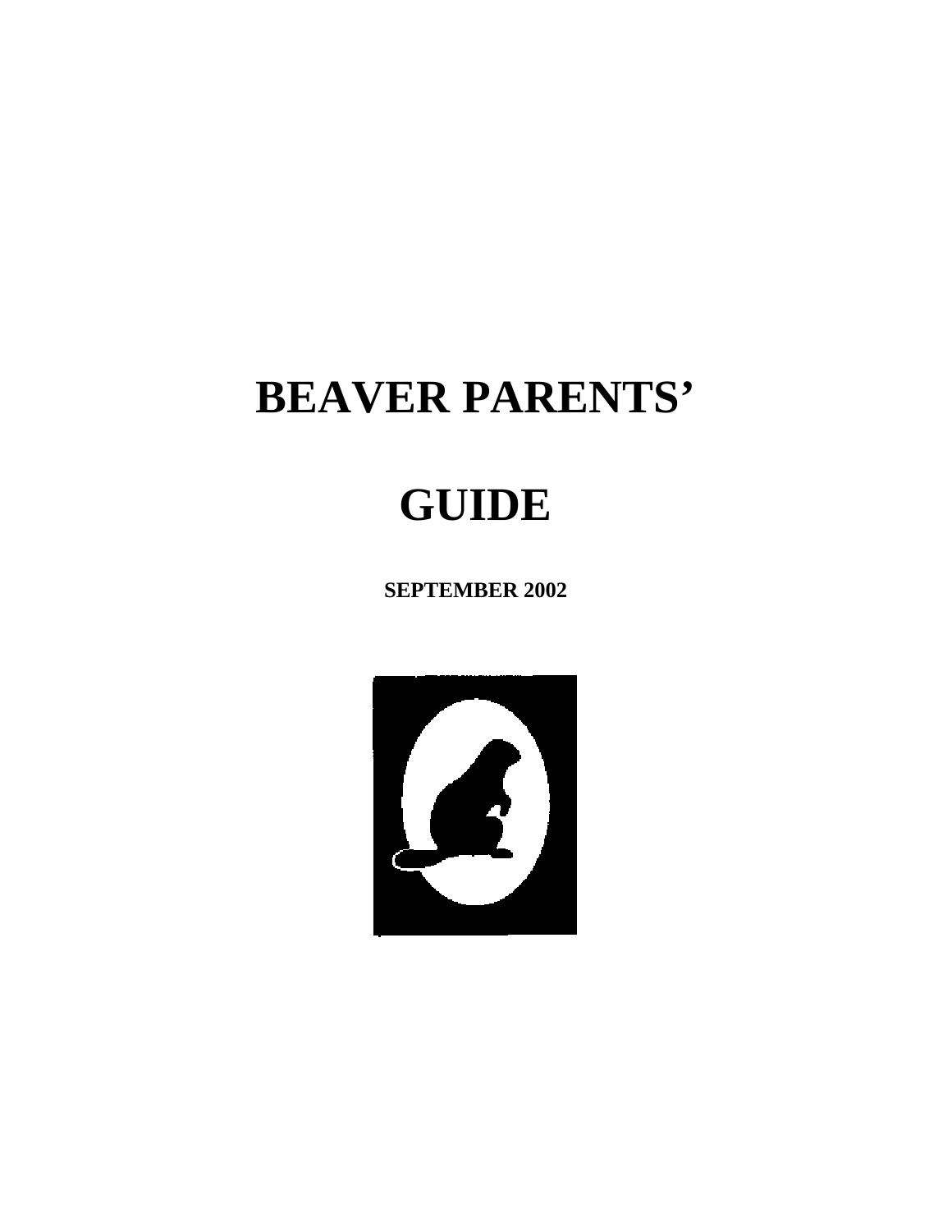# BEAVER PARENTS'

# GUIDE

**SEPTEMBER 2002**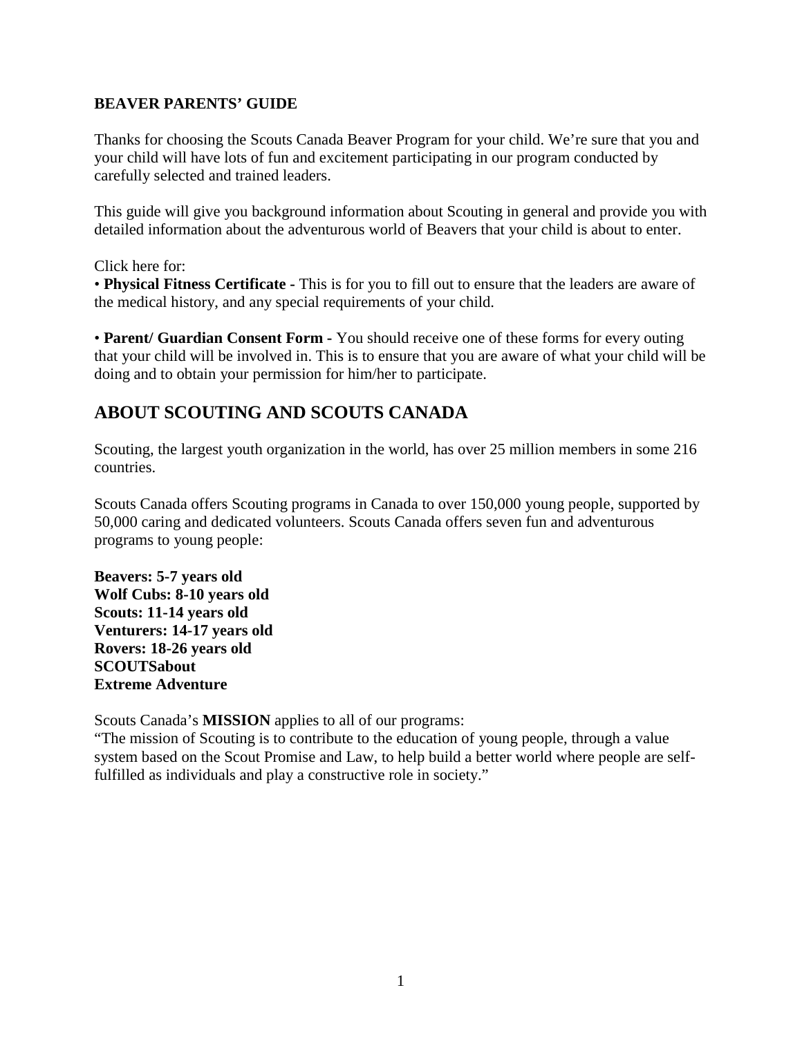**BEAVER PARENTS' GUIDE**

Thanks for choosing the Scouts Canada Beaver Program for your child. We're sure that you and your child will have lots of fun and excitement participating in our program conducted by carefully selected and trained leaders.

This guide will give you background information about Scouting in general and provide you with detailed information about the adventurous world of Beavers that your child is about to enter.

Click here for:

• **Physical Fitness Certificate -** This is for you to fill out to ensure that the leaders are aware of the medical history, and any special requirements of your child.

• **Parent/ Guardian Consent Form -** You should receive one of these forms for every outing that your child will be involved in. This is to ensure that you are aware of what your child will be doing and to obtain your permission for him/her to participate.

## ABOUT SCOUTING AND SCOUTS CANADA

Scouting, the largest youth organization in the world, has over 25 million members in some 216 countries.

Scouts Canada offers Scouting programs in Canada to over 150,000 young people, supported by 50,000 caring and dedicated volunteers. Scouts Canada offers seven fun and adventurous programs to young people:

**Beavers: 5-7 years old**
**Wolf Cubs: 8-10 years old**
**Scouts: 11-14 years old**
**Venturers: 14-17 years old**
**Rovers: 18-26 years old**
**SCOUTSabout**
**Extreme Adventure**

Scouts Canada's **MISSION** applies to all of our programs:
"The mission of Scouting is to contribute to the education of young people, through a value system based on the Scout Promise and Law, to help build a better world where people are self-fulfilled as individuals and play a constructive role in society."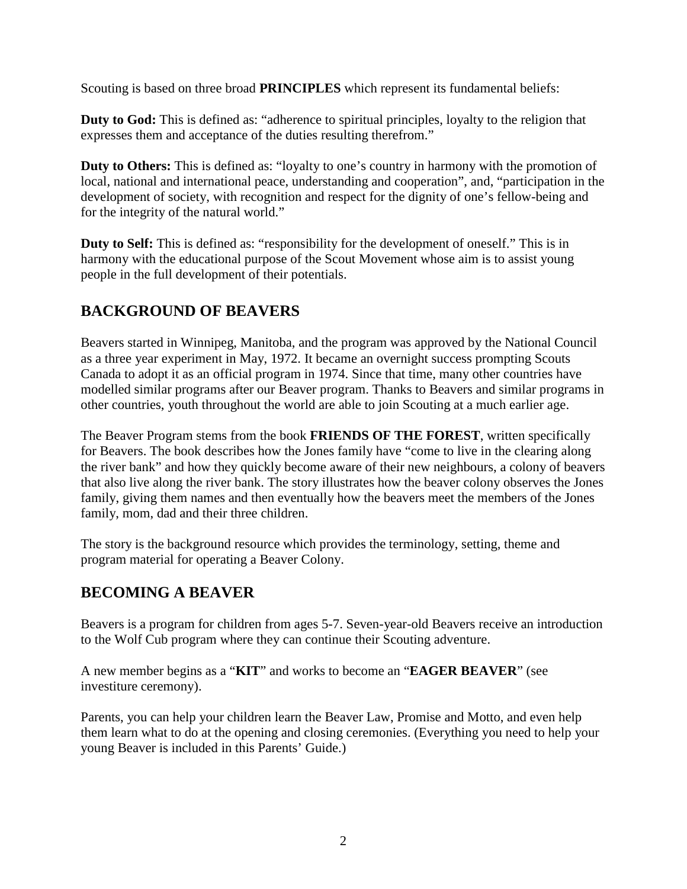Scouting is based on three broad **PRINCIPLES** which represent its fundamental beliefs:

**Duty to God:** This is defined as: "adherence to spiritual principles, loyalty to the religion that expresses them and acceptance of the duties resulting therefrom."

**Duty to Others:** This is defined as: "loyalty to one's country in harmony with the promotion of local, national and international peace, understanding and cooperation", and, "participation in the development of society, with recognition and respect for the dignity of one's fellow-being and for the integrity of the natural world."

**Duty to Self:** This is defined as: "responsibility for the development of oneself." This is in harmony with the educational purpose of the Scout Movement whose aim is to assist young people in the full development of their potentials.

## BACKGROUND OF BEAVERS

Beavers started in Winnipeg, Manitoba, and the program was approved by the National Council as a three year experiment in May, 1972. It became an overnight success prompting Scouts Canada to adopt it as an official program in 1974. Since that time, many other countries have modelled similar programs after our Beaver program. Thanks to Beavers and similar programs in other countries, youth throughout the world are able to join Scouting at a much earlier age.

The Beaver Program stems from the book **FRIENDS OF THE FOREST**, written specifically for Beavers. The book describes how the Jones family have "come to live in the clearing along the river bank" and how they quickly become aware of their new neighbours, a colony of beavers that also live along the river bank. The story illustrates how the beaver colony observes the Jones family, giving them names and then eventually how the beavers meet the members of the Jones family, mom, dad and their three children.

The story is the background resource which provides the terminology, setting, theme and program material for operating a Beaver Colony.

## BECOMING A BEAVER

Beavers is a program for children from ages 5-7. Seven-year-old Beavers receive an introduction to the Wolf Cub program where they can continue their Scouting adventure.

A new member begins as a "**KIT**" and works to become an "**EAGER BEAVER**" (see investiture ceremony).

Parents, you can help your children learn the Beaver Law, Promise and Motto, and even help them learn what to do at the opening and closing ceremonies. (Everything you need to help your young Beaver is included in this Parents' Guide.)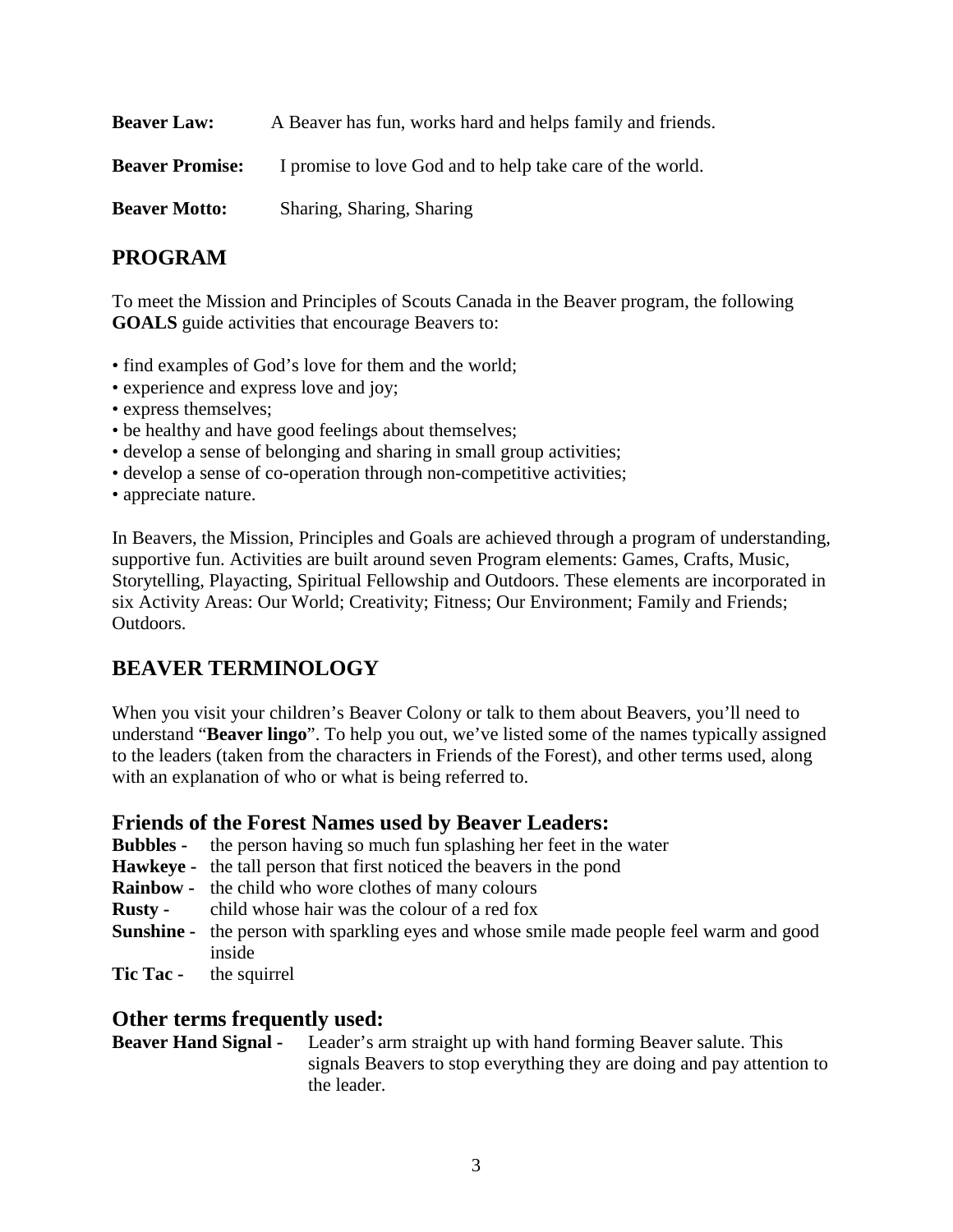**Beaver Law:** A Beaver has fun, works hard and helps family and friends.

**Beaver Promise:** I promise to love God and to help take care of the world.

**Beaver Motto:** Sharing, Sharing, Sharing

## PROGRAM

To meet the Mission and Principles of Scouts Canada in the Beaver program, the following **GOALS** guide activities that encourage Beavers to:

- find examples of God's love for them and the world;
- experience and express love and joy;
- express themselves;
- be healthy and have good feelings about themselves;
- develop a sense of belonging and sharing in small group activities;
- develop a sense of co-operation through non-competitive activities;
- appreciate nature.

In Beavers, the Mission, Principles and Goals are achieved through a program of understanding, supportive fun. Activities are built around seven Program elements: Games, Crafts, Music, Storytelling, Playacting, Spiritual Fellowship and Outdoors. These elements are incorporated in six Activity Areas: Our World; Creativity; Fitness; Our Environment; Family and Friends; Outdoors.

## BEAVER TERMINOLOGY

When you visit your children's Beaver Colony or talk to them about Beavers, you'll need to understand "**Beaver lingo**". To help you out, we've listed some of the names typically assigned to the leaders (taken from the characters in Friends of the Forest), and other terms used, along with an explanation of who or what is being referred to.

### Friends of the Forest Names used by Beaver Leaders:

**Bubbles -** the person having so much fun splashing her feet in the water
**Hawkeye -** the tall person that first noticed the beavers in the pond
**Rainbow -** the child who wore clothes of many colours
**Rusty -** child whose hair was the colour of a red fox
**Sunshine -** the person with sparkling eyes and whose smile made people feel warm and good inside
**Tic Tac -** the squirrel

### Other terms frequently used:

**Beaver Hand Signal -** Leader's arm straight up with hand forming Beaver salute. This signals Beavers to stop everything they are doing and pay attention to the leader.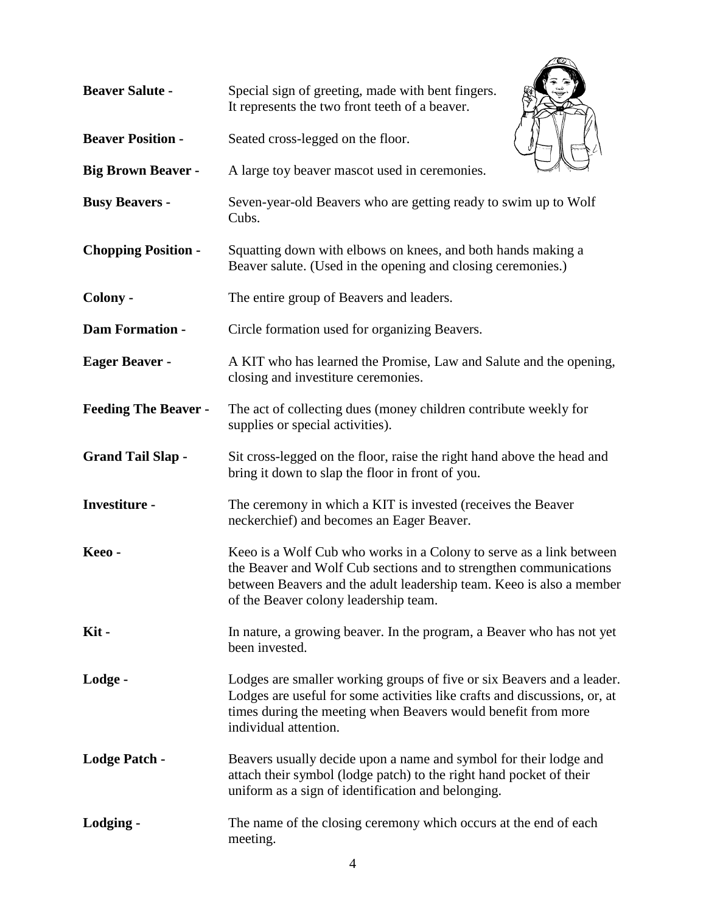**Beaver Salute -** Special sign of greeting, made with bent fingers. It represents the two front teeth of a beaver.

**Beaver Position -** Seated cross-legged on the floor.

**Big Brown Beaver -** A large toy beaver mascot used in ceremonies.

**Busy Beavers -** Seven-year-old Beavers who are getting ready to swim up to Wolf Cubs.

**Chopping Position -** Squatting down with elbows on knees, and both hands making a Beaver salute. (Used in the opening and closing ceremonies.)

**Colony -** The entire group of Beavers and leaders.

**Dam Formation -** Circle formation used for organizing Beavers.

**Eager Beaver -** A KIT who has learned the Promise, Law and Salute and the opening, closing and investiture ceremonies.

**Feeding The Beaver -** The act of collecting dues (money children contribute weekly for supplies or special activities).

**Grand Tail Slap -** Sit cross-legged on the floor, raise the right hand above the head and bring it down to slap the floor in front of you.

**Investiture -** The ceremony in which a KIT is invested (receives the Beaver neckerchief) and becomes an Eager Beaver.

**Keeo -** Keeo is a Wolf Cub who works in a Colony to serve as a link between the Beaver and Wolf Cub sections and to strengthen communications between Beavers and the adult leadership team. Keeo is also a member of the Beaver colony leadership team.

**Kit -** In nature, a growing beaver. In the program, a Beaver who has not yet been invested.

**Lodge -** Lodges are smaller working groups of five or six Beavers and a leader. Lodges are useful for some activities like crafts and discussions, or, at times during the meeting when Beavers would benefit from more individual attention.

**Lodge Patch -** Beavers usually decide upon a name and symbol for their lodge and attach their symbol (lodge patch) to the right hand pocket of their uniform as a sign of identification and belonging.

**Lodging -** The name of the closing ceremony which occurs at the end of each meeting.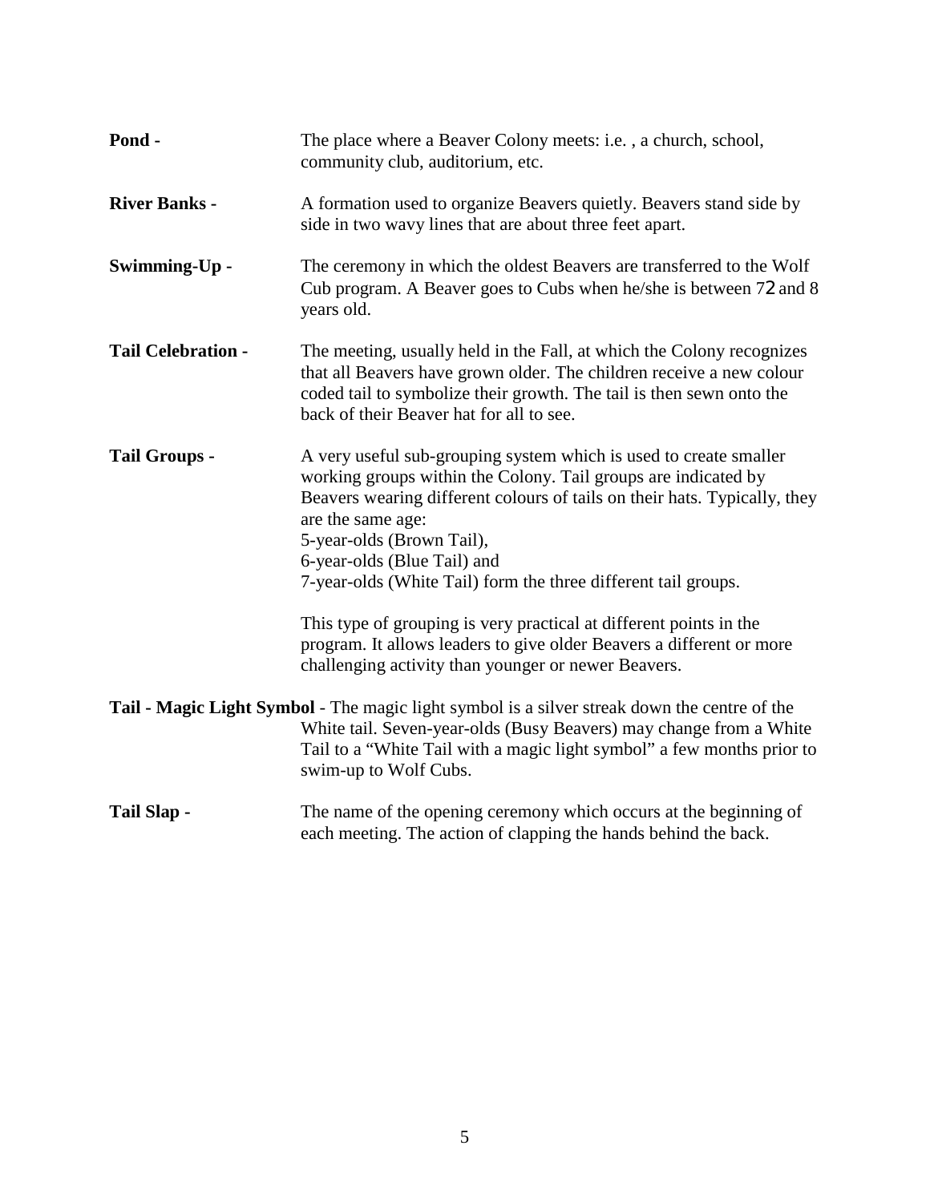**Pond -** The place where a Beaver Colony meets: i.e. , a church, school, community club, auditorium, etc.

**River Banks -** A formation used to organize Beavers quietly. Beavers stand side by side in two wavy lines that are about three feet apart.

**Swimming-Up -** The ceremony in which the oldest Beavers are transferred to the Wolf Cub program. A Beaver goes to Cubs when he/she is between 72 and 8 years old.

**Tail Celebration -** The meeting, usually held in the Fall, at which the Colony recognizes that all Beavers have grown older. The children receive a new colour coded tail to symbolize their growth. The tail is then sewn onto the back of their Beaver hat for all to see.

**Tail Groups -** A very useful sub-grouping system which is used to create smaller working groups within the Colony. Tail groups are indicated by Beavers wearing different colours of tails on their hats. Typically, they are the same age:
5-year-olds (Brown Tail),
6-year-olds (Blue Tail) and
7-year-olds (White Tail) form the three different tail groups.

This type of grouping is very practical at different points in the program. It allows leaders to give older Beavers a different or more challenging activity than younger or newer Beavers.

**Tail - Magic Light Symbol** - The magic light symbol is a silver streak down the centre of the White tail. Seven-year-olds (Busy Beavers) may change from a White Tail to a "White Tail with a magic light symbol" a few months prior to swim-up to Wolf Cubs.

**Tail Slap -** The name of the opening ceremony which occurs at the beginning of each meeting. The action of clapping the hands behind the back.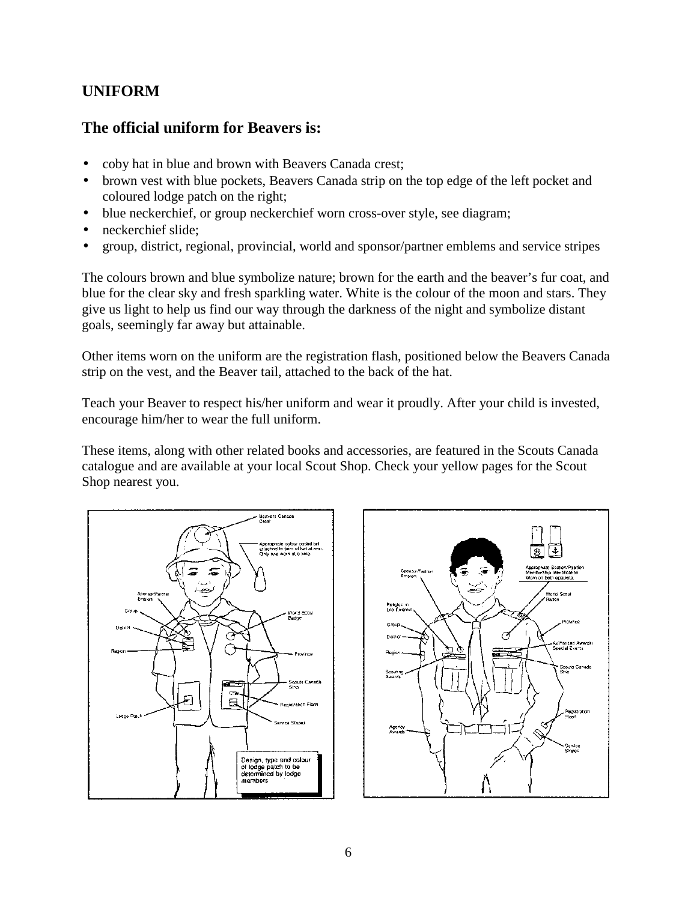## UNIFORM

### The official uniform for Beavers is:

- coby hat in blue and brown with Beavers Canada crest;
- brown vest with blue pockets, Beavers Canada strip on the top edge of the left pocket and coloured lodge patch on the right;
- blue neckerchief, or group neckerchief worn cross-over style, see diagram;
- neckerchief slide;
- group, district, regional, provincial, world and sponsor/partner emblems and service stripes

The colours brown and blue symbolize nature; brown for the earth and the beaver's fur coat, and blue for the clear sky and fresh sparkling water. White is the colour of the moon and stars. They give us light to help us find our way through the darkness of the night and symbolize distant goals, seemingly far away but attainable.

Other items worn on the uniform are the registration flash, positioned below the Beavers Canada strip on the vest, and the Beaver tail, attached to the back of the hat.

Teach your Beaver to respect his/her uniform and wear it proudly. After your child is invested, encourage him/her to wear the full uniform.

These items, along with other related books and accessories, are featured in the Scouts Canada catalogue and are available at your local Scout Shop. Check your yellow pages for the Scout Shop nearest you.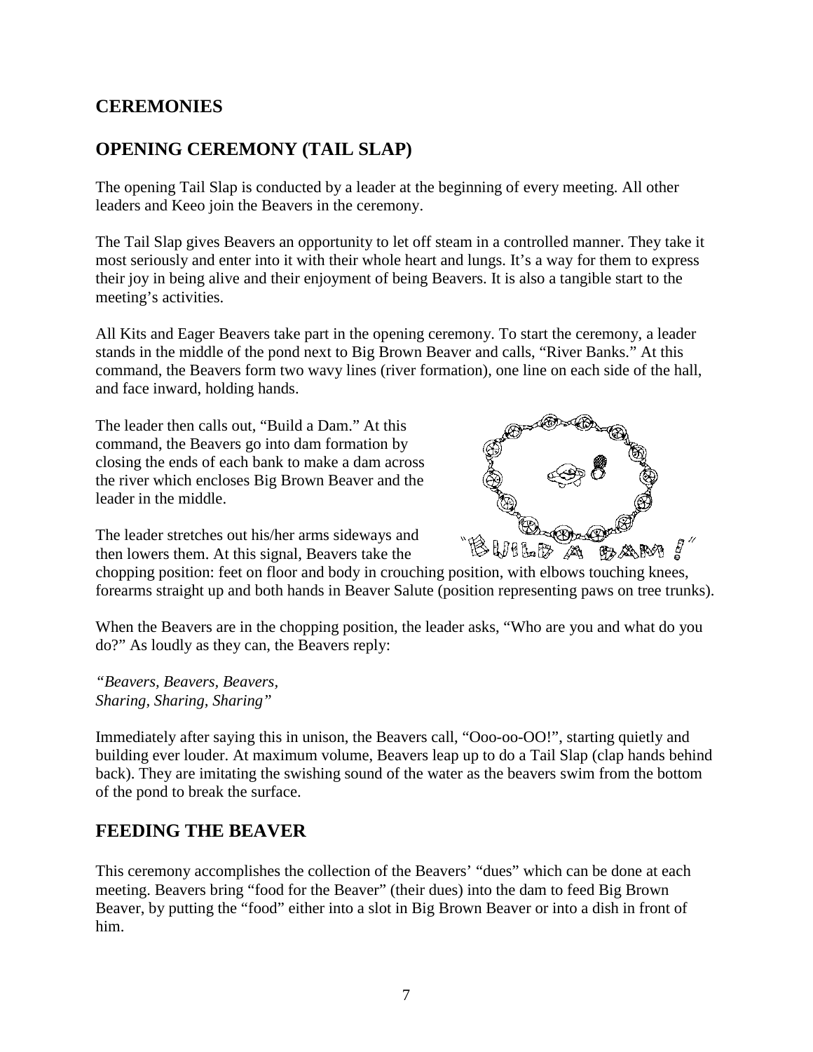## CEREMONIES

## OPENING CEREMONY (TAIL SLAP)

The opening Tail Slap is conducted by a leader at the beginning of every meeting. All other leaders and Keeo join the Beavers in the ceremony.

The Tail Slap gives Beavers an opportunity to let off steam in a controlled manner. They take it most seriously and enter into it with their whole heart and lungs. It's a way for them to express their joy in being alive and their enjoyment of being Beavers. It is also a tangible start to the meeting's activities.

All Kits and Eager Beavers take part in the opening ceremony. To start the ceremony, a leader stands in the middle of the pond next to Big Brown Beaver and calls, "River Banks." At this command, the Beavers form two wavy lines (river formation), one line on each side of the hall, and face inward, holding hands.

The leader then calls out, "Build a Dam." At this command, the Beavers go into dam formation by closing the ends of each bank to make a dam across the river which encloses Big Brown Beaver and the leader in the middle.

The leader stretches out his/her arms sideways and then lowers them. At this signal, Beavers take the chopping position: feet on floor and body in crouching position, with elbows touching knees, forearms straight up and both hands in Beaver Salute (position representing paws on tree trunks).

When the Beavers are in the chopping position, the leader asks, "Who are you and what do you do?" As loudly as they can, the Beavers reply:

*"Beavers, Beavers, Beavers,*
*Sharing, Sharing, Sharing"*

Immediately after saying this in unison, the Beavers call, "Ooo-oo-OO!", starting quietly and building ever louder. At maximum volume, Beavers leap up to do a Tail Slap (clap hands behind back). They are imitating the swishing sound of the water as the beavers swim from the bottom of the pond to break the surface.

## FEEDING THE BEAVER

This ceremony accomplishes the collection of the Beavers' "dues" which can be done at each meeting. Beavers bring "food for the Beaver" (their dues) into the dam to feed Big Brown Beaver, by putting the "food" either into a slot in Big Brown Beaver or into a dish in front of him.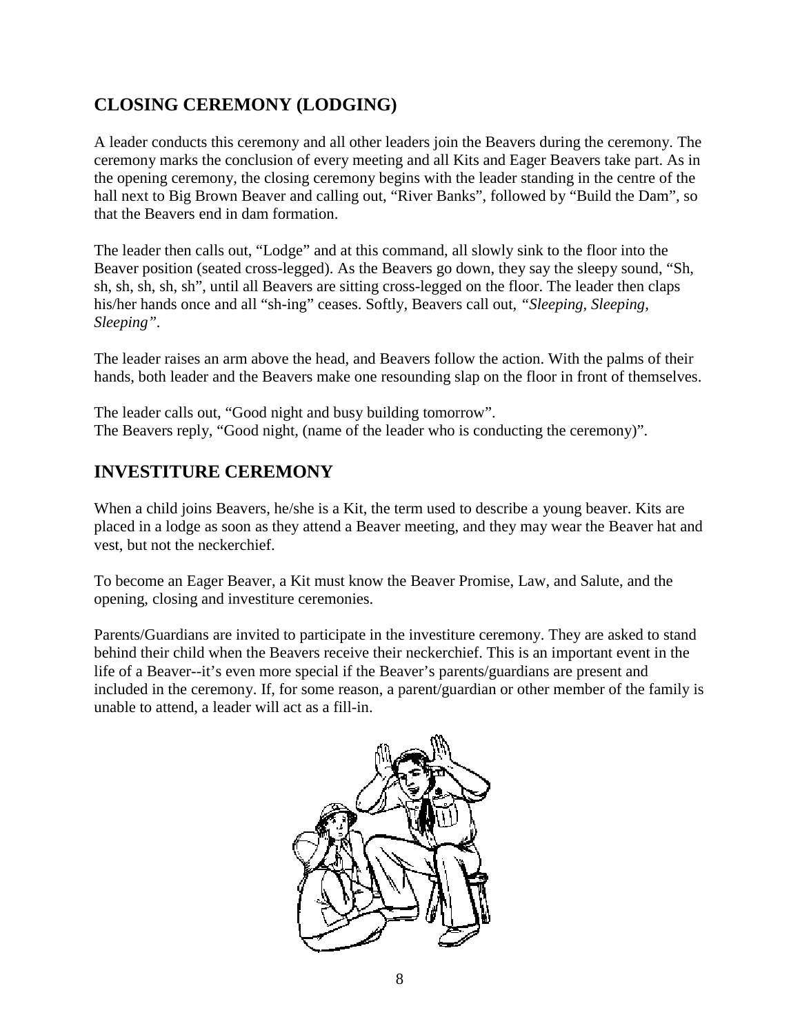## CLOSING CEREMONY (LODGING)

A leader conducts this ceremony and all other leaders join the Beavers during the ceremony. The ceremony marks the conclusion of every meeting and all Kits and Eager Beavers take part. As in the opening ceremony, the closing ceremony begins with the leader standing in the centre of the hall next to Big Brown Beaver and calling out, "River Banks", followed by "Build the Dam", so that the Beavers end in dam formation.

The leader then calls out, "Lodge" and at this command, all slowly sink to the floor into the Beaver position (seated cross-legged). As the Beavers go down, they say the sleepy sound, "Sh, sh, sh, sh, sh, sh", until all Beavers are sitting cross-legged on the floor. The leader then claps his/her hands once and all "sh-ing" ceases. Softly, Beavers call out, *"Sleeping, Sleeping, Sleeping"*.

The leader raises an arm above the head, and Beavers follow the action. With the palms of their hands, both leader and the Beavers make one resounding slap on the floor in front of themselves.

The leader calls out, "Good night and busy building tomorrow".
The Beavers reply, "Good night, (name of the leader who is conducting the ceremony)".

## INVESTITURE CEREMONY

When a child joins Beavers, he/she is a Kit, the term used to describe a young beaver. Kits are placed in a lodge as soon as they attend a Beaver meeting, and they may wear the Beaver hat and vest, but not the neckerchief.

To become an Eager Beaver, a Kit must know the Beaver Promise, Law, and Salute, and the opening, closing and investiture ceremonies.

Parents/Guardians are invited to participate in the investiture ceremony. They are asked to stand behind their child when the Beavers receive their neckerchief. This is an important event in the life of a Beaver--it's even more special if the Beaver's parents/guardians are present and included in the ceremony. If, for some reason, a parent/guardian or other member of the family is unable to attend, a leader will act as a fill-in.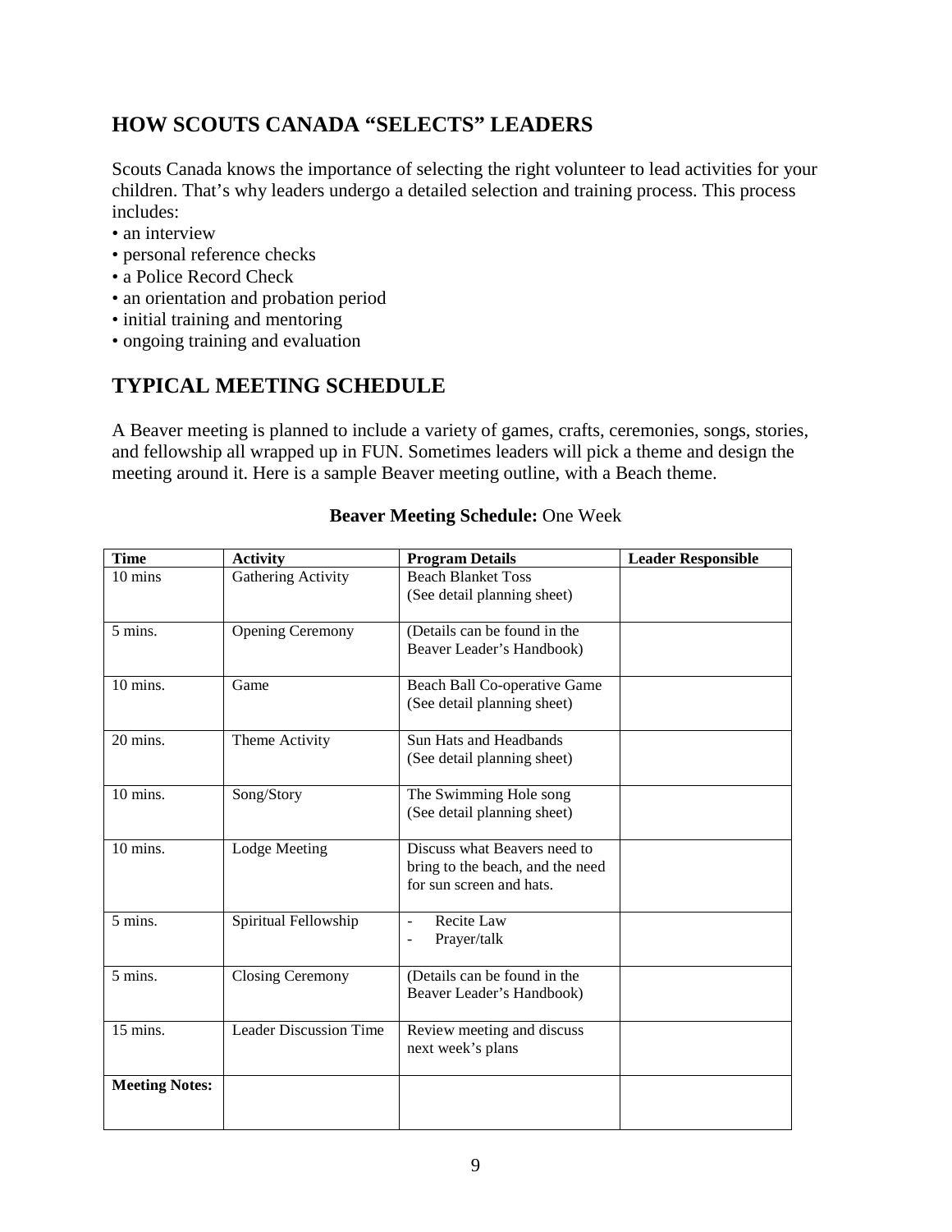## HOW SCOUTS CANADA "SELECTS" LEADERS

Scouts Canada knows the importance of selecting the right volunteer to lead activities for your children. That's why leaders undergo a detailed selection and training process. This process includes:

- an interview
- personal reference checks
- a Police Record Check
- an orientation and probation period
- initial training and mentoring
- ongoing training and evaluation

## TYPICAL MEETING SCHEDULE

A Beaver meeting is planned to include a variety of games, crafts, ceremonies, songs, stories, and fellowship all wrapped up in FUN. Sometimes leaders will pick a theme and design the meeting around it. Here is a sample Beaver meeting outline, with a Beach theme.

**Beaver Meeting Schedule:** One Week

| Time | Activity | Program Details | Leader Responsible |
|---|---|---|---|
| 10 mins | Gathering Activity | Beach Blanket Toss (See detail planning sheet) | |
| 5 mins. | Opening Ceremony | (Details can be found in the Beaver Leader's Handbook) | |
| 10 mins. | Game | Beach Ball Co-operative Game (See detail planning sheet) | |
| 20 mins. | Theme Activity | Sun Hats and Headbands (See detail planning sheet) | |
| 10 mins. | Song/Story | The Swimming Hole song (See detail planning sheet) | |
| 10 mins. | Lodge Meeting | Discuss what Beavers need to bring to the beach, and the need for sun screen and hats. | |
| 5 mins. | Spiritual Fellowship | - Recite Law<br>- Prayer/talk | |
| 5 mins. | Closing Ceremony | (Details can be found in the Beaver Leader's Handbook) | |
| 15 mins. | Leader Discussion Time | Review meeting and discuss next week's plans | |
| **Meeting Notes:** | | | |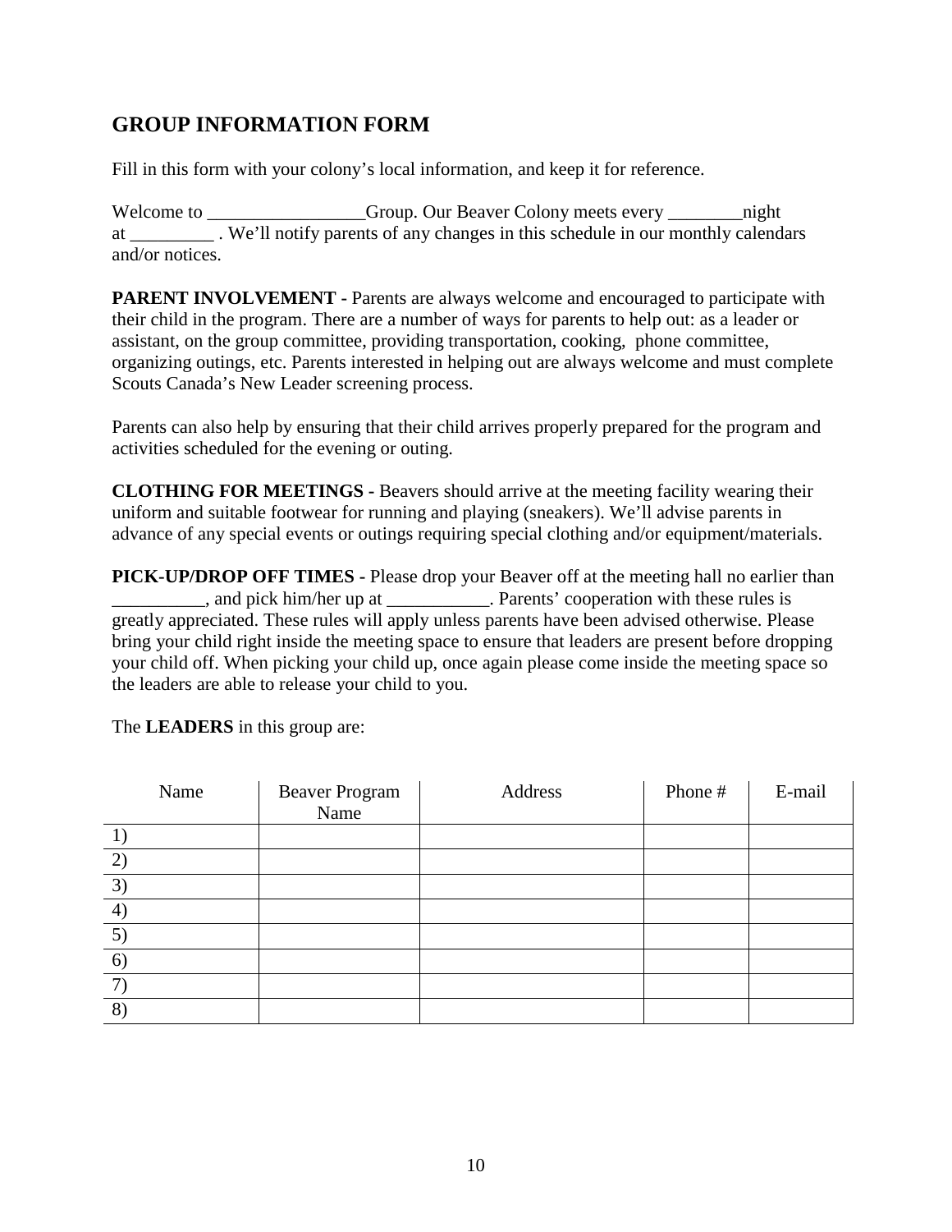## GROUP INFORMATION FORM

Fill in this form with your colony's local information, and keep it for reference.

Welcome to _________________Group. Our Beaver Colony meets every ________night at _________ . We'll notify parents of any changes in this schedule in our monthly calendars and/or notices.

**PARENT INVOLVEMENT -** Parents are always welcome and encouraged to participate with their child in the program. There are a number of ways for parents to help out: as a leader or assistant, on the group committee, providing transportation, cooking, phone committee, organizing outings, etc. Parents interested in helping out are always welcome and must complete Scouts Canada's New Leader screening process.

Parents can also help by ensuring that their child arrives properly prepared for the program and activities scheduled for the evening or outing.

**CLOTHING FOR MEETINGS -** Beavers should arrive at the meeting facility wearing their uniform and suitable footwear for running and playing (sneakers). We'll advise parents in advance of any special events or outings requiring special clothing and/or equipment/materials.

**PICK-UP/DROP OFF TIMES -** Please drop your Beaver off at the meeting hall no earlier than __________, and pick him/her up at ___________. Parents' cooperation with these rules is greatly appreciated. These rules will apply unless parents have been advised otherwise. Please bring your child right inside the meeting space to ensure that leaders are present before dropping your child off. When picking your child up, once again please come inside the meeting space so the leaders are able to release your child to you.

The **LEADERS** in this group are:

| Name | Beaver Program Name | Address | Phone # | E-mail |
|---|---|---|---|---|
| 1) | | | | |
| 2) | | | | |
| 3) | | | | |
| 4) | | | | |
| 5) | | | | |
| 6) | | | | |
| 7) | | | | |
| 8) | | | | |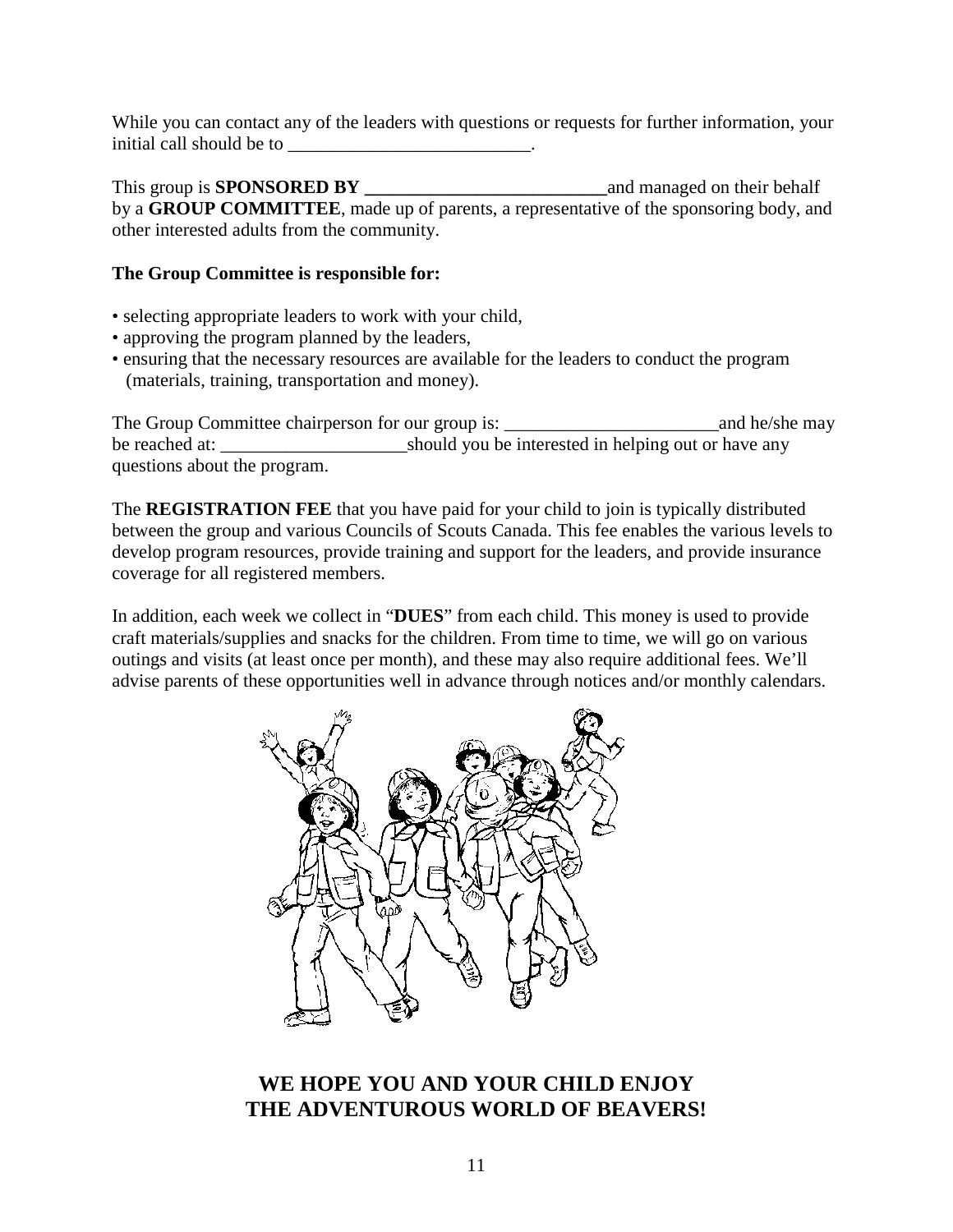While you can contact any of the leaders with questions or requests for further information, your initial call should be to ___________________________.

This group is **SPONSORED BY ___________________________** and managed on their behalf by a **GROUP COMMITTEE**, made up of parents, a representative of the sponsoring body, and other interested adults from the community.

**The Group Committee is responsible for:**

- selecting appropriate leaders to work with your child,
- approving the program planned by the leaders,
- ensuring that the necessary resources are available for the leaders to conduct the program (materials, training, transportation and money).

The Group Committee chairperson for our group is: ________________________and he/she may be reached at: ____________________should you be interested in helping out or have any questions about the program.

The **REGISTRATION FEE** that you have paid for your child to join is typically distributed between the group and various Councils of Scouts Canada. This fee enables the various levels to develop program resources, provide training and support for the leaders, and provide insurance coverage for all registered members.

In addition, each week we collect in "**DUES**" from each child. This money is used to provide craft materials/supplies and snacks for the children. From time to time, we will go on various outings and visits (at least once per month), and these may also require additional fees. We'll advise parents of these opportunities well in advance through notices and/or monthly calendars.

## WE HOPE YOU AND YOUR CHILD ENJOY THE ADVENTUROUS WORLD OF BEAVERS!